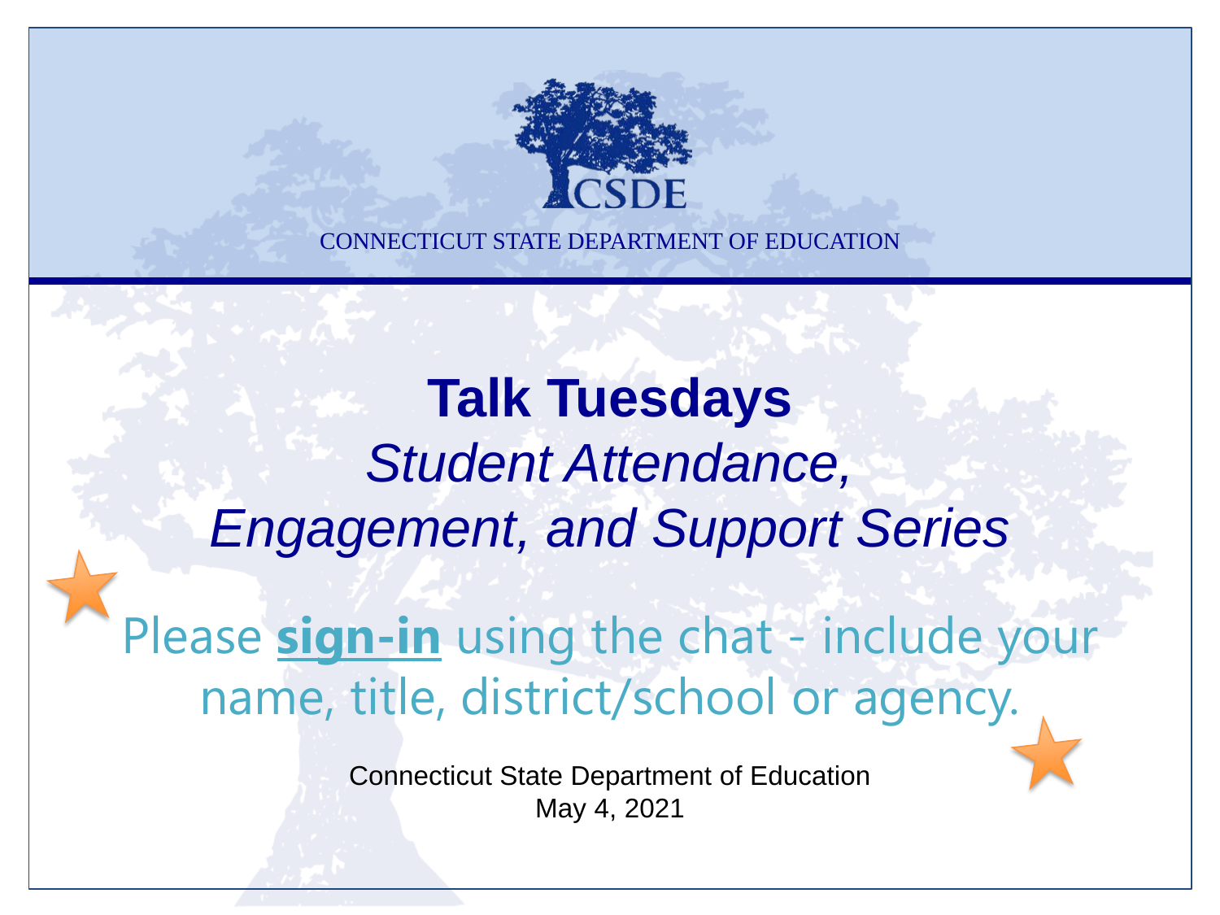CSDE

CONNECTICUT STATE DEPARTMENT OF EDUCATION

# Talk Tuesdays

*Student Attendance, Engagement, and Support Series*

Please **sign-in** using the chat - include your name, title, district/school or agency.

Connecticut State Department of Education
May 4, 2021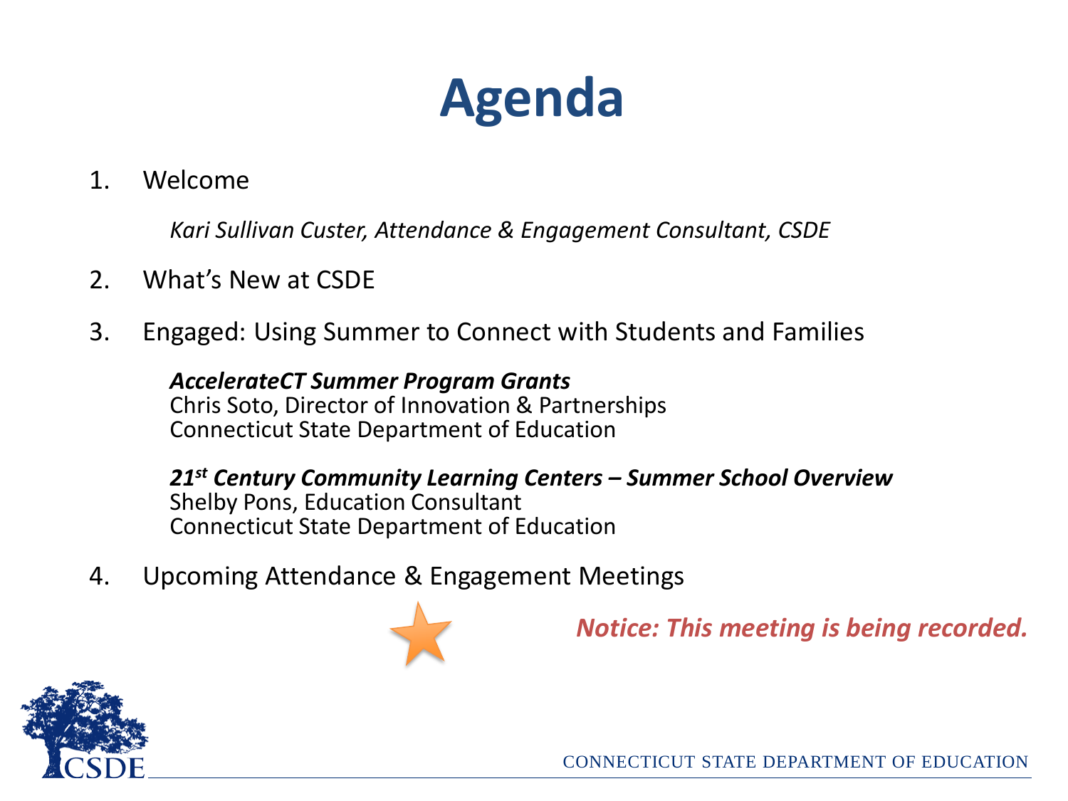# Agenda

1. Welcome

    *Kari Sullivan Custer, Attendance & Engagement Consultant, CSDE*

2. What's New at CSDE

3. Engaged: Using Summer to Connect with Students and Families

    ***AccelerateCT Summer Program Grants***
    Chris Soto, Director of Innovation & Partnerships
    Connecticut State Department of Education

    ***21st Century Community Learning Centers – Summer School Overview***
    Shelby Pons, Education Consultant
    Connecticut State Department of Education

4. Upcoming Attendance & Engagement Meetings

***Notice: This meeting is being recorded.***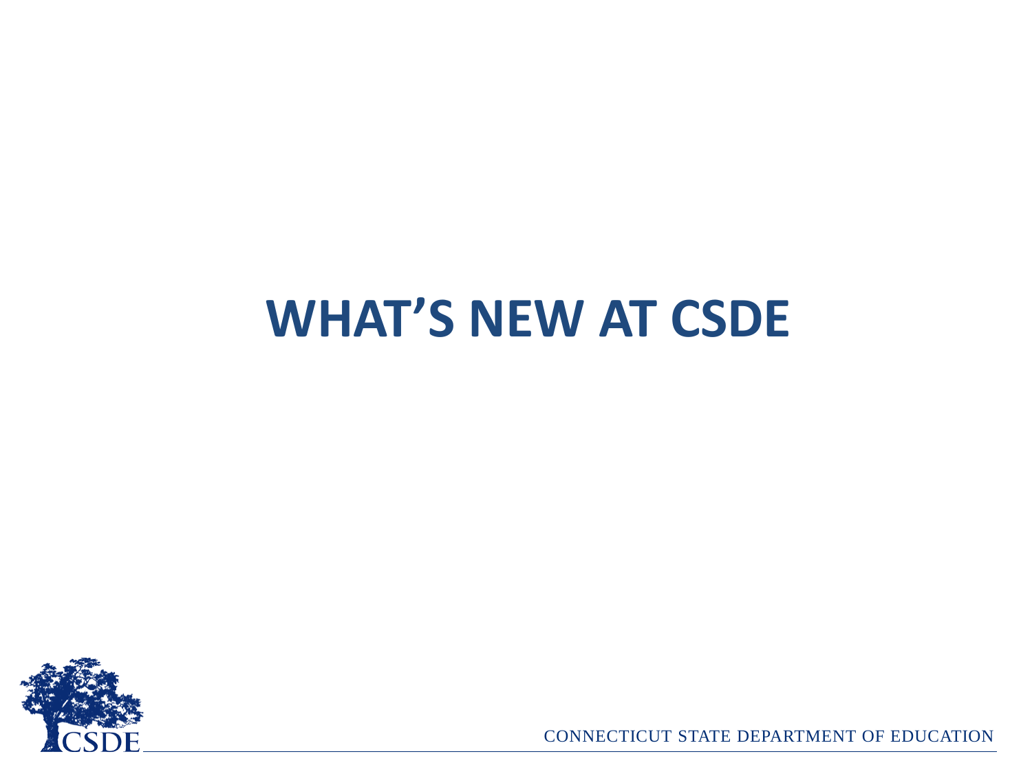# WHAT'S NEW AT CSDE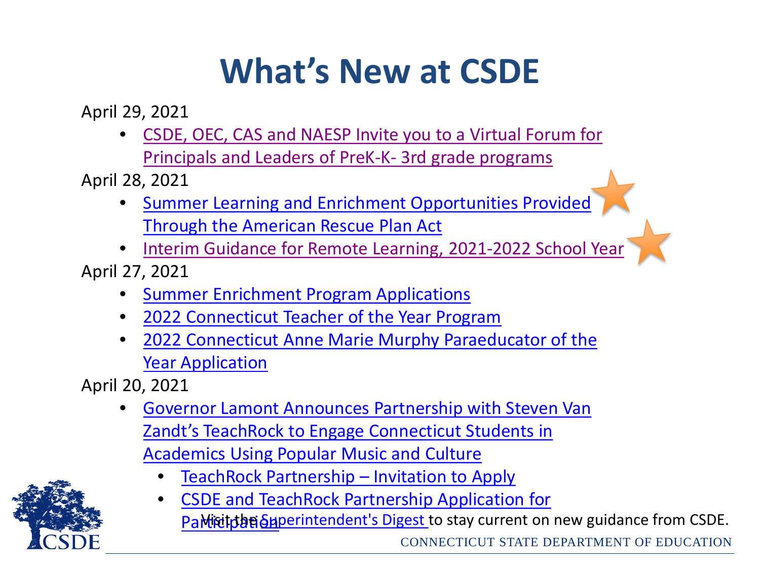# What's New at CSDE

April 29, 2021

- CSDE, OEC, CAS and NAESP Invite you to a Virtual Forum for Principals and Leaders of PreK-K- 3rd grade programs

April 28, 2021

- Summer Learning and Enrichment Opportunities Provided Through the American Rescue Plan Act
- Interim Guidance for Remote Learning, 2021-2022 School Year

April 27, 2021

- Summer Enrichment Program Applications
- 2022 Connecticut Teacher of the Year Program
- 2022 Connecticut Anne Marie Murphy Paraeducator of the Year Application

April 20, 2021

- Governor Lamont Announces Partnership with Steven Van Zandt's TeachRock to Engage Connecticut Students in Academics Using Popular Music and Culture
  - TeachRock Partnership – Invitation to Apply
  - CSDE and TeachRock Partnership Application for Participation

Visit the Superintendent's Digest to stay current on new guidance from CSDE.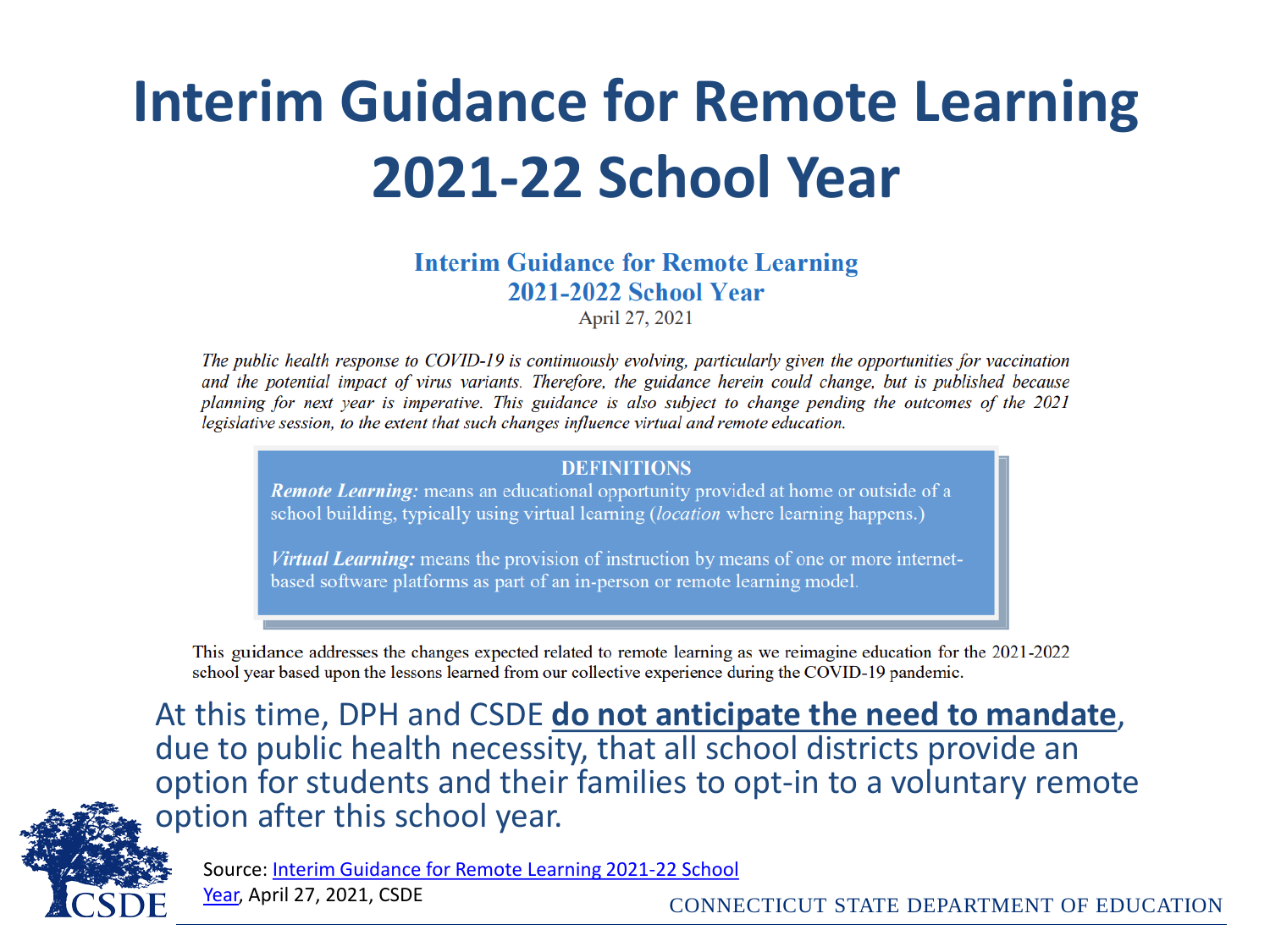# Interim Guidance for Remote Learning 2021-22 School Year

## Interim Guidance for Remote Learning 2021-2022 School Year

April 27, 2021

*The public health response to COVID-19 is continuously evolving, particularly given the opportunities for vaccination and the potential impact of virus variants. Therefore, the guidance herein could change, but is published because planning for next year is imperative. This guidance is also subject to change pending the outcomes of the 2021 legislative session, to the extent that such changes influence virtual and remote education.*

**DEFINITIONS**

***Remote Learning:*** means an educational opportunity provided at home or outside of a school building, typically using virtual learning (*location* where learning happens.)

***Virtual Learning:*** means the provision of instruction by means of one or more internet-based software platforms as part of an in-person or remote learning model.

This guidance addresses the changes expected related to remote learning as we reimagine education for the 2021-2022 school year based upon the lessons learned from our collective experience during the COVID-19 pandemic.

At this time, DPH and CSDE **do not anticipate the need to mandate**, due to public health necessity, that all school districts provide an option for students and their families to opt-in to a voluntary remote option after this school year.

Source: Interim Guidance for Remote Learning 2021-22 School Year, April 27, 2021, CSDE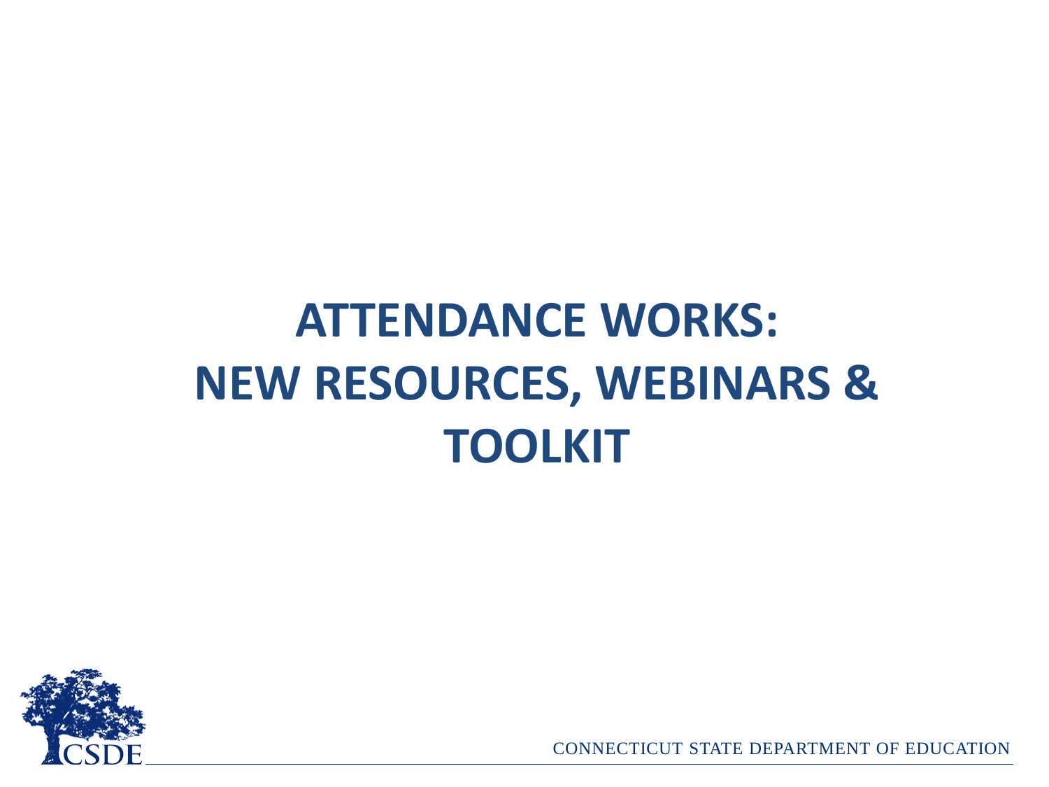# ATTENDANCE WORKS: NEW RESOURCES, WEBINARS & TOOLKIT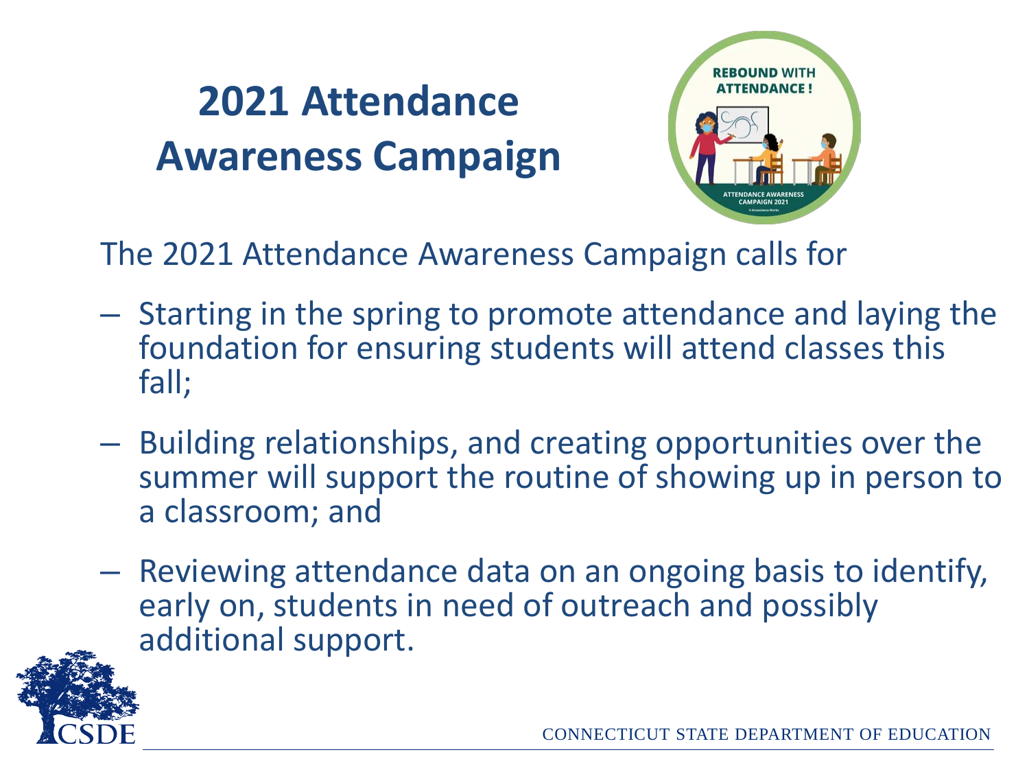# 2021 Attendance Awareness Campaign

The 2021 Attendance Awareness Campaign calls for

- Starting in the spring to promote attendance and laying the foundation for ensuring students will attend classes this fall;
- Building relationships, and creating opportunities over the summer will support the routine of showing up in person to a classroom; and
- Reviewing attendance data on an ongoing basis to identify, early on, students in need of outreach and possibly additional support.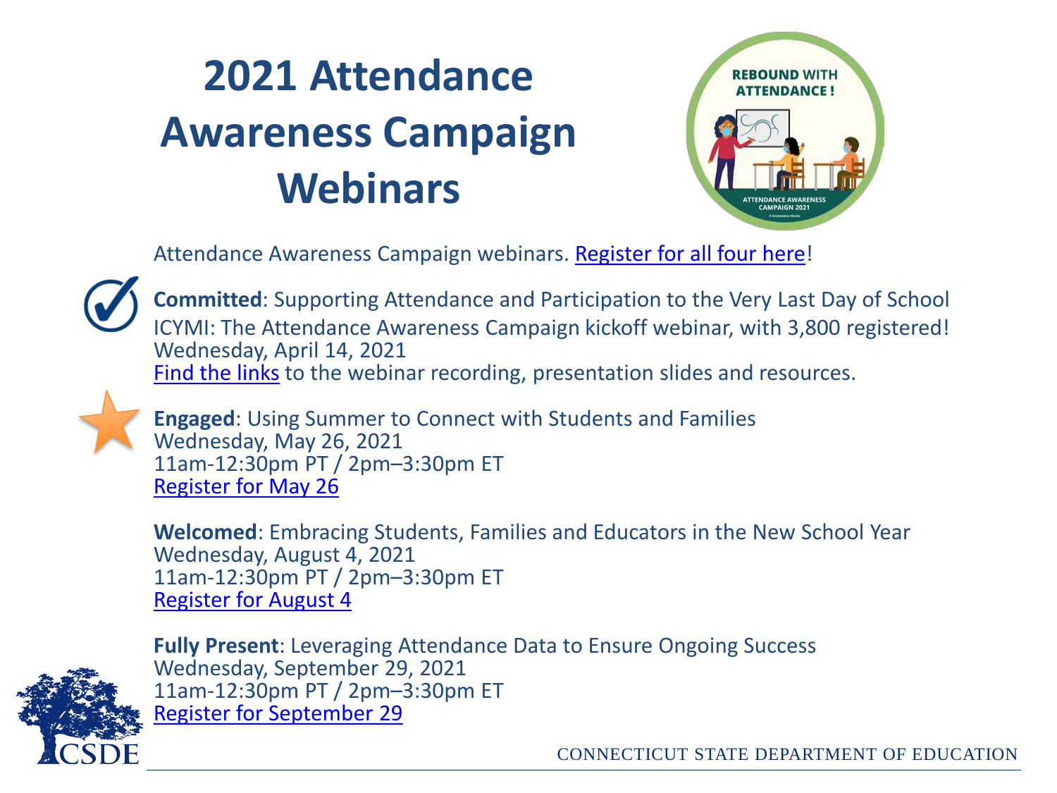# 2021 Attendance Awareness Campaign Webinars

Attendance Awareness Campaign webinars. Register for all four here!

**Committed**: Supporting Attendance and Participation to the Very Last Day of School
ICYMI: The Attendance Awareness Campaign kickoff webinar, with 3,800 registered!
Wednesday, April 14, 2021
Find the links to the webinar recording, presentation slides and resources.

**Engaged**: Using Summer to Connect with Students and Families
Wednesday, May 26, 2021
11am-12:30pm PT / 2pm–3:30pm ET
Register for May 26

**Welcomed**: Embracing Students, Families and Educators in the New School Year
Wednesday, August 4, 2021
11am-12:30pm PT / 2pm–3:30pm ET
Register for August 4

**Fully Present**: Leveraging Attendance Data to Ensure Ongoing Success
Wednesday, September 29, 2021
11am-12:30pm PT / 2pm–3:30pm ET
Register for September 29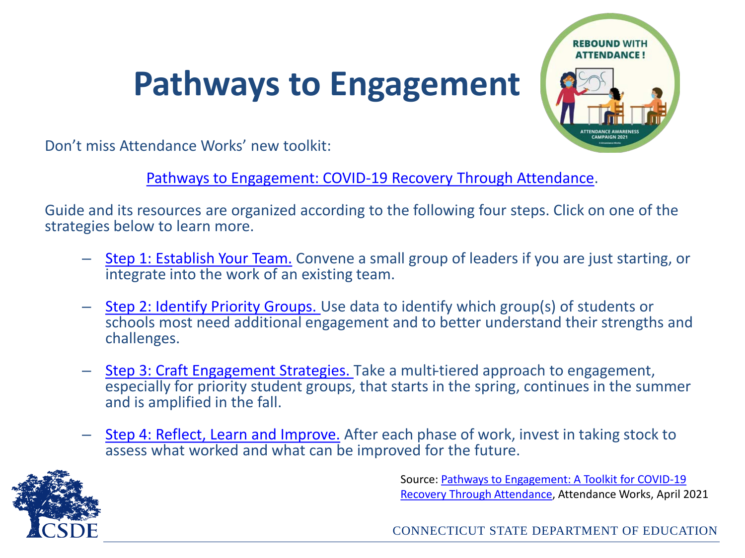# Pathways to Engagement

Don't miss Attendance Works' new toolkit:

Pathways to Engagement: COVID-19 Recovery Through Attendance.

Guide and its resources are organized according to the following four steps. Click on one of the strategies below to learn more.

- Step 1: Establish Your Team. Convene a small group of leaders if you are just starting, or integrate into the work of an existing team.
- Step 2: Identify Priority Groups. Use data to identify which group(s) of students or schools most need additional engagement and to better understand their strengths and challenges.
- Step 3: Craft Engagement Strategies. Take a multi-tiered approach to engagement, especially for priority student groups, that starts in the spring, continues in the summer and is amplified in the fall.
- Step 4: Reflect, Learn and Improve. After each phase of work, invest in taking stock to assess what worked and what can be improved for the future.

Source: Pathways to Engagement: A Toolkit for COVID-19 Recovery Through Attendance, Attendance Works, April 2021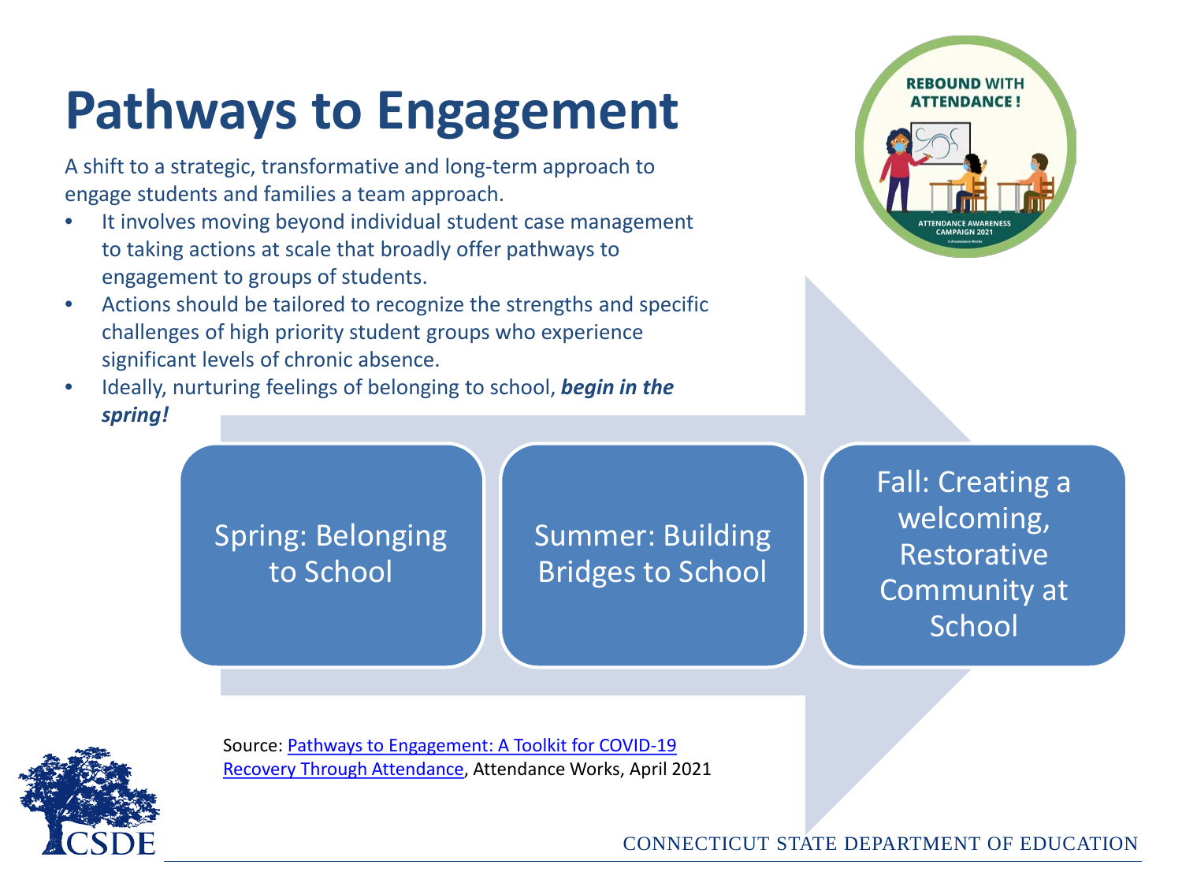# Pathways to Engagement

A shift to a strategic, transformative and long-term approach to engage students and families a team approach.

- It involves moving beyond individual student case management to taking actions at scale that broadly offer pathways to engagement to groups of students.
- Actions should be tailored to recognize the strengths and specific challenges of high priority student groups who experience significant levels of chronic absence.
- Ideally, nurturing feelings of belonging to school, ***begin in the spring!***

Spring: Belonging to School

Summer: Building Bridges to School

Fall: Creating a welcoming, Restorative Community at School

Source: Pathways to Engagement: A Toolkit for COVID-19 Recovery Through Attendance, Attendance Works, April 2021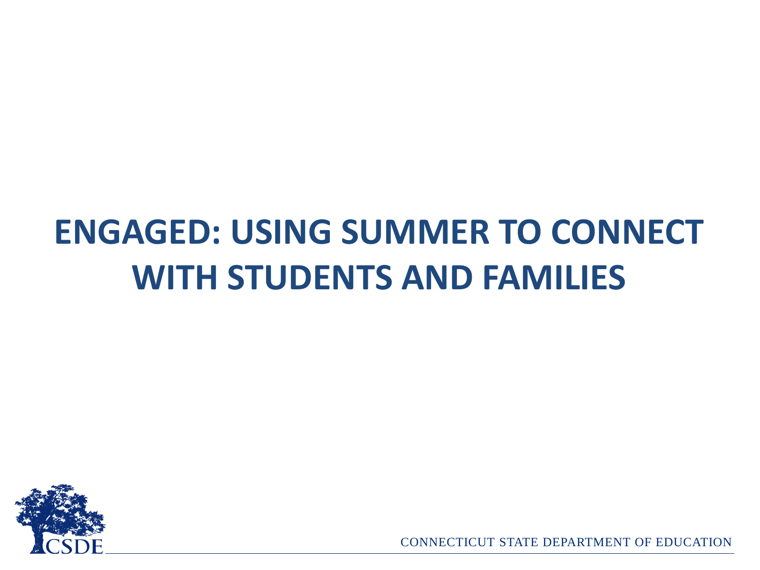# ENGAGED: USING SUMMER TO CONNECT WITH STUDENTS AND FAMILIES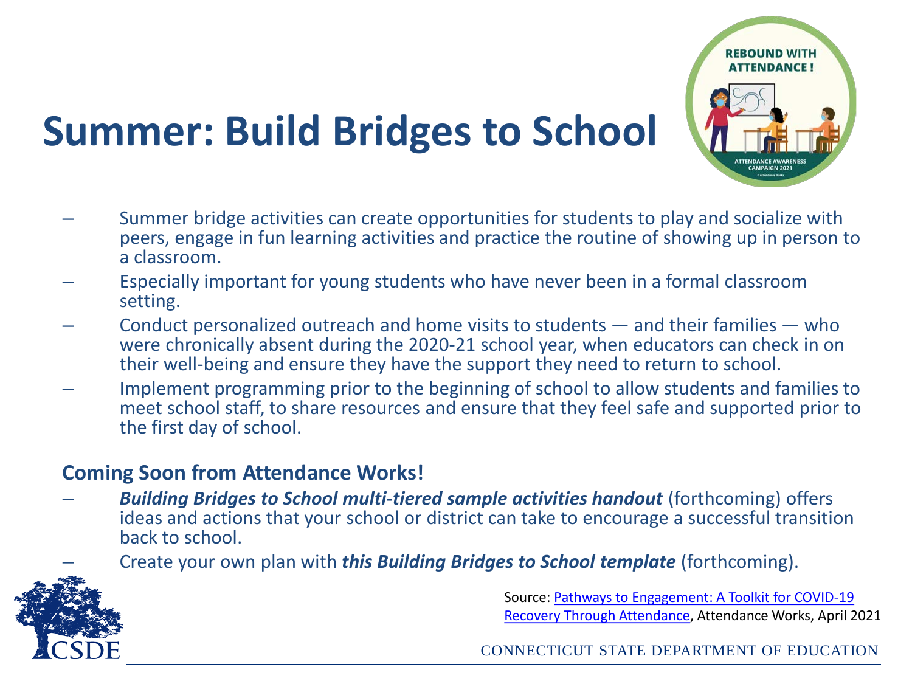# Summer: Build Bridges to School

- Summer bridge activities can create opportunities for students to play and socialize with peers, engage in fun learning activities and practice the routine of showing up in person to a classroom.
- Especially important for young students who have never been in a formal classroom setting.
- Conduct personalized outreach and home visits to students — and their families — who were chronically absent during the 2020-21 school year, when educators can check in on their well-being and ensure they have the support they need to return to school.
- Implement programming prior to the beginning of school to allow students and families to meet school staff, to share resources and ensure that they feel safe and supported prior to the first day of school.

**Coming Soon from Attendance Works!**

- ***Building Bridges to School multi-tiered sample activities handout*** (forthcoming) offers ideas and actions that your school or district can take to encourage a successful transition back to school.
- Create your own plan with ***this Building Bridges to School template*** (forthcoming).

Source: Pathways to Engagement: A Toolkit for COVID-19 Recovery Through Attendance, Attendance Works, April 2021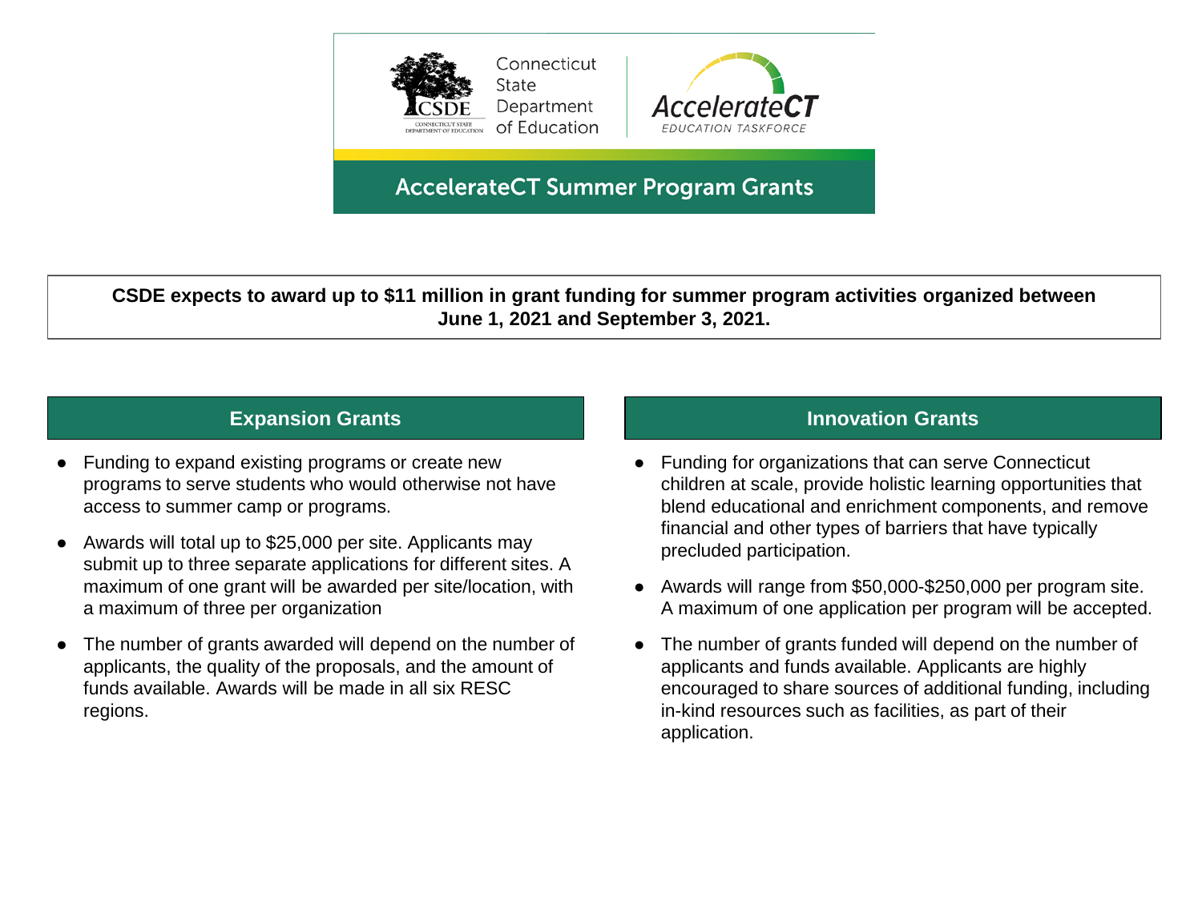Connecticut State Department of Education

AccelerateCT EDUCATION TASKFORCE

# AccelerateCT Summer Program Grants

**CSDE expects to award up to $11 million in grant funding for summer program activities organized between June 1, 2021 and September 3, 2021.**

## Expansion Grants

- Funding to expand existing programs or create new programs to serve students who would otherwise not have access to summer camp or programs.
- Awards will total up to $25,000 per site. Applicants may submit up to three separate applications for different sites. A maximum of one grant will be awarded per site/location, with a maximum of three per organization
- The number of grants awarded will depend on the number of applicants, the quality of the proposals, and the amount of funds available. Awards will be made in all six RESC regions.

## Innovation Grants

- Funding for organizations that can serve Connecticut children at scale, provide holistic learning opportunities that blend educational and enrichment components, and remove financial and other types of barriers that have typically precluded participation.
- Awards will range from $50,000-$250,000 per program site. A maximum of one application per program will be accepted.
- The number of grants funded will depend on the number of applicants and funds available. Applicants are highly encouraged to share sources of additional funding, including in-kind resources such as facilities, as part of their application.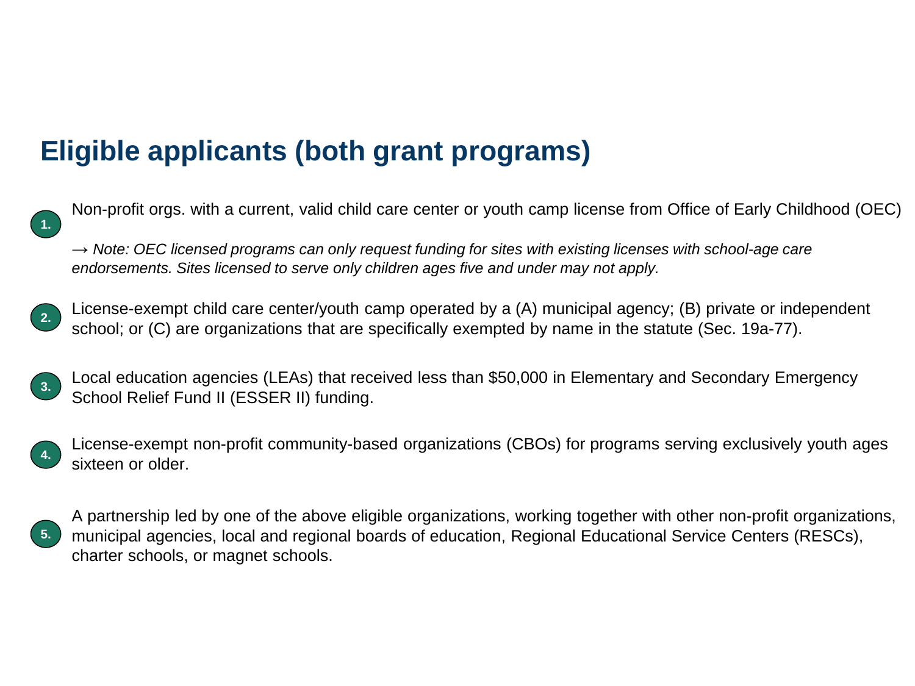# Eligible applicants (both grant programs)

1. Non-profit orgs. with a current, valid child care center or youth camp license from Office of Early Childhood (OEC)

   → *Note: OEC licensed programs can only request funding for sites with existing licenses with school-age care endorsements. Sites licensed to serve only children ages five and under may not apply.*

2. License-exempt child care center/youth camp operated by a (A) municipal agency; (B) private or independent school; or (C) are organizations that are specifically exempted by name in the statute (Sec. 19a-77).

3. Local education agencies (LEAs) that received less than $50,000 in Elementary and Secondary Emergency School Relief Fund II (ESSER II) funding.

4. License-exempt non-profit community-based organizations (CBOs) for programs serving exclusively youth ages sixteen or older.

5. A partnership led by one of the above eligible organizations, working together with other non-profit organizations, municipal agencies, local and regional boards of education, Regional Educational Service Centers (RESCs), charter schools, or magnet schools.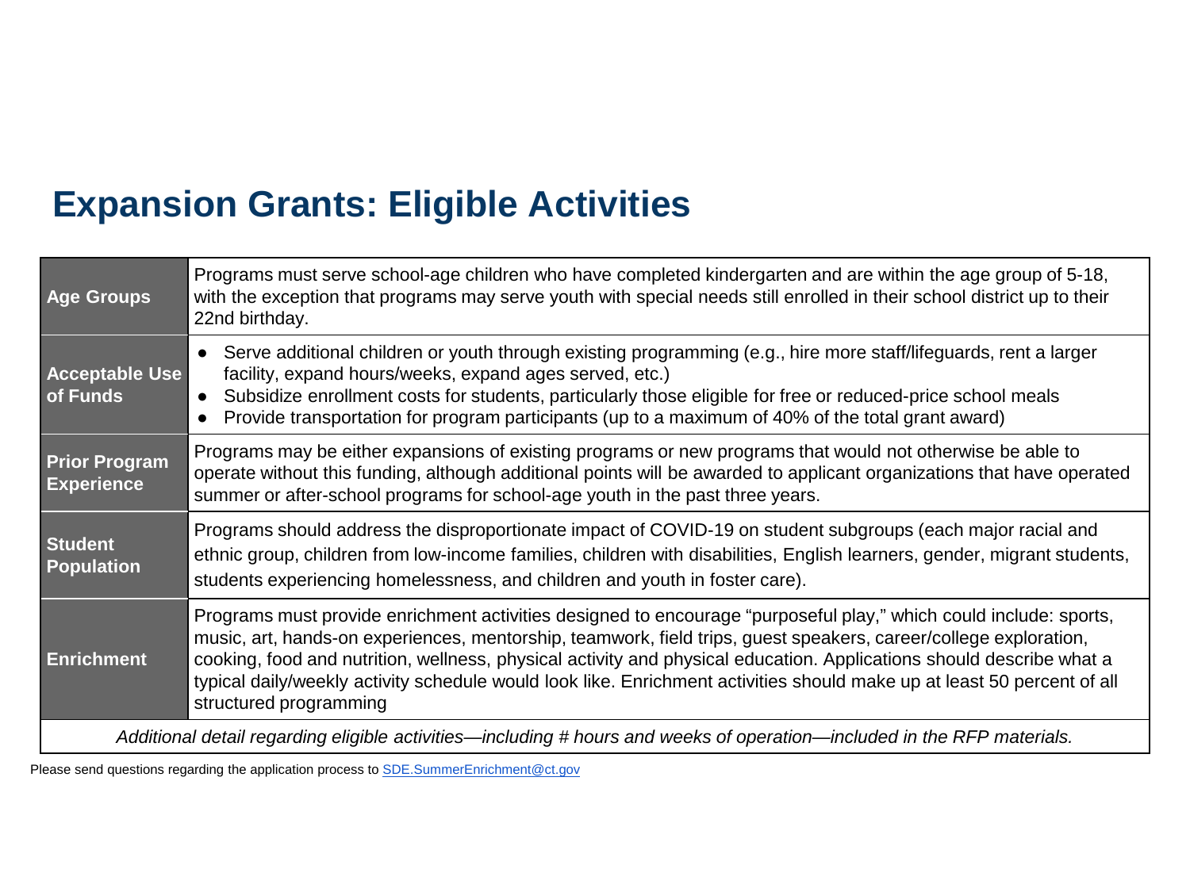# Expansion Grants: Eligible Activities

| | |
|---|---|
| **Age Groups** | Programs must serve school-age children who have completed kindergarten and are within the age group of 5-18, with the exception that programs may serve youth with special needs still enrolled in their school district up to their 22nd birthday. |
| **Acceptable Use of Funds** | • Serve additional children or youth through existing programming (e.g., hire more staff/lifeguards, rent a larger facility, expand hours/weeks, expand ages served, etc.)<br>• Subsidize enrollment costs for students, particularly those eligible for free or reduced-price school meals<br>• Provide transportation for program participants (up to a maximum of 40% of the total grant award) |
| **Prior Program Experience** | Programs may be either expansions of existing programs or new programs that would not otherwise be able to operate without this funding, although additional points will be awarded to applicant organizations that have operated summer or after-school programs for school-age youth in the past three years. |
| **Student Population** | Programs should address the disproportionate impact of COVID-19 on student subgroups (each major racial and ethnic group, children from low-income families, children with disabilities, English learners, gender, migrant students, students experiencing homelessness, and children and youth in foster care). |
| **Enrichment** | Programs must provide enrichment activities designed to encourage "purposeful play," which could include: sports, music, art, hands-on experiences, mentorship, teamwork, field trips, guest speakers, career/college exploration, cooking, food and nutrition, wellness, physical activity and physical education. Applications should describe what a typical daily/weekly activity schedule would look like. Enrichment activities should make up at least 50 percent of all structured programming |
| *Additional detail regarding eligible activities—including # hours and weeks of operation—included in the RFP materials.* | |

Please send questions regarding the application process to SDE.SummerEnrichment@ct.gov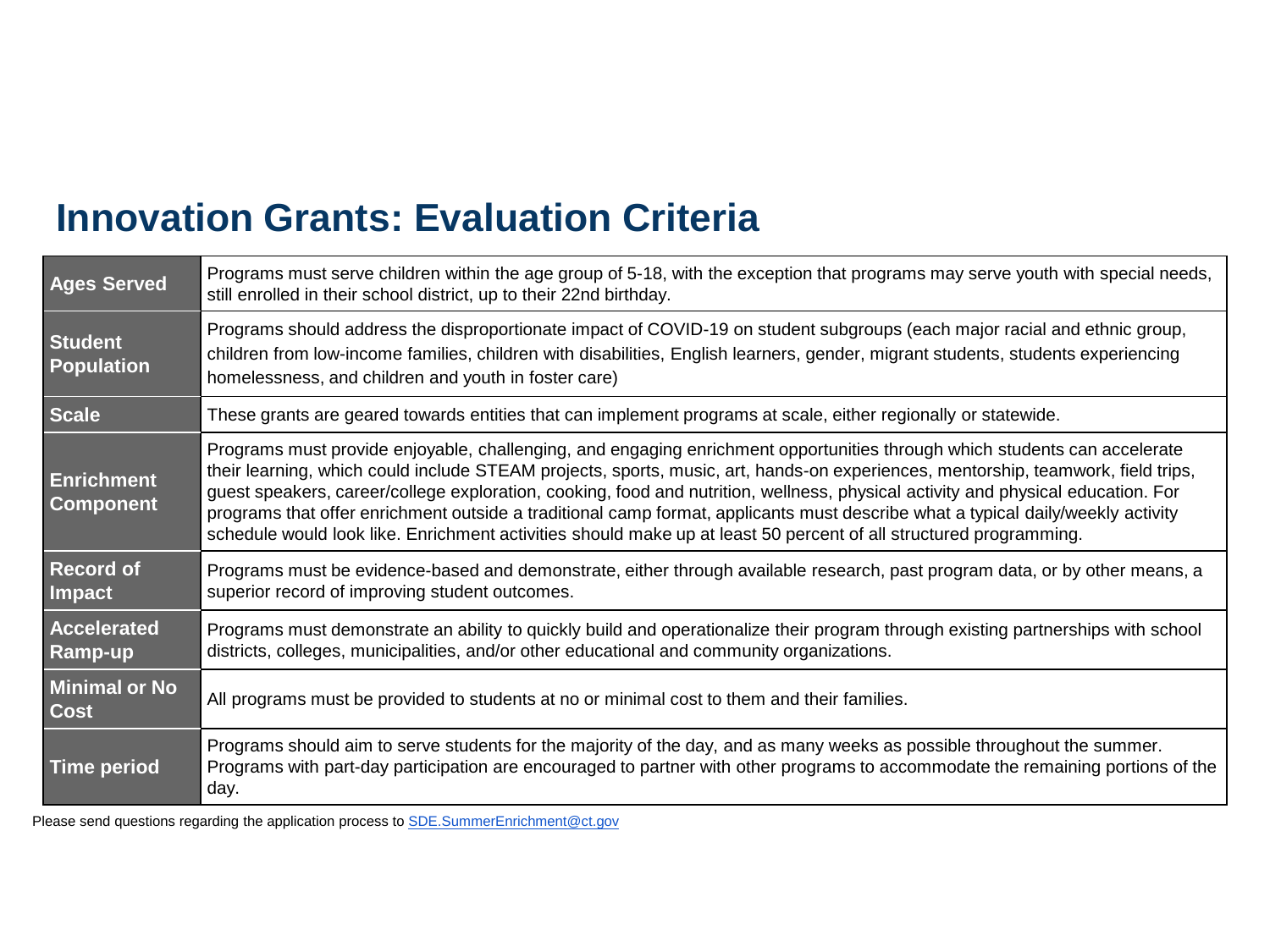# Innovation Grants: Evaluation Criteria

| | |
|---|---|
| **Ages Served** | Programs must serve children within the age group of 5-18, with the exception that programs may serve youth with special needs, still enrolled in their school district, up to their 22nd birthday. |
| **Student Population** | Programs should address the disproportionate impact of COVID-19 on student subgroups (each major racial and ethnic group, children from low-income families, children with disabilities, English learners, gender, migrant students, students experiencing homelessness, and children and youth in foster care) |
| **Scale** | These grants are geared towards entities that can implement programs at scale, either regionally or statewide. |
| **Enrichment Component** | Programs must provide enjoyable, challenging, and engaging enrichment opportunities through which students can accelerate their learning, which could include STEAM projects, sports, music, art, hands-on experiences, mentorship, teamwork, field trips, guest speakers, career/college exploration, cooking, food and nutrition, wellness, physical activity and physical education. For programs that offer enrichment outside a traditional camp format, applicants must describe what a typical daily/weekly activity schedule would look like. Enrichment activities should make up at least 50 percent of all structured programming. |
| **Record of Impact** | Programs must be evidence-based and demonstrate, either through available research, past program data, or by other means, a superior record of improving student outcomes. |
| **Accelerated Ramp-up** | Programs must demonstrate an ability to quickly build and operationalize their program through existing partnerships with school districts, colleges, municipalities, and/or other educational and community organizations. |
| **Minimal or No Cost** | All programs must be provided to students at no or minimal cost to them and their families. |
| **Time period** | Programs should aim to serve students for the majority of the day, and as many weeks as possible throughout the summer. Programs with part-day participation are encouraged to partner with other programs to accommodate the remaining portions of the day. |

Please send questions regarding the application process to SDE.SummerEnrichment@ct.gov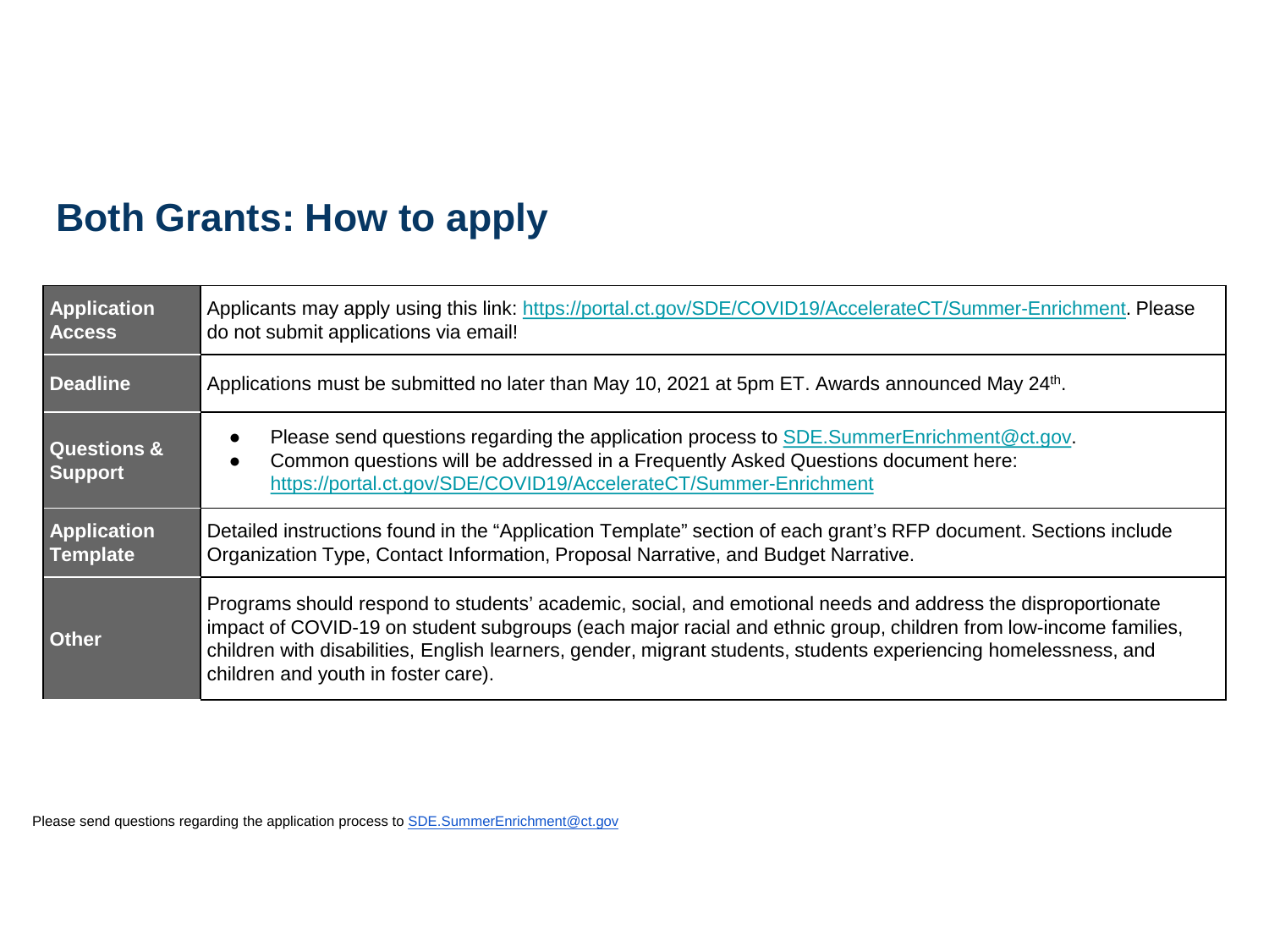# Both Grants: How to apply

| | |
|---|---|
| **Application Access** | Applicants may apply using this link: https://portal.ct.gov/SDE/COVID19/AccelerateCT/Summer-Enrichment. Please do not submit applications via email! |
| **Deadline** | Applications must be submitted no later than May 10, 2021 at 5pm ET. Awards announced May 24th. |
| **Questions & Support** | • Please send questions regarding the application process to SDE.SummerEnrichment@ct.gov. <br>• Common questions will be addressed in a Frequently Asked Questions document here: https://portal.ct.gov/SDE/COVID19/AccelerateCT/Summer-Enrichment |
| **Application Template** | Detailed instructions found in the "Application Template" section of each grant's RFP document. Sections include Organization Type, Contact Information, Proposal Narrative, and Budget Narrative. |
| **Other** | Programs should respond to students' academic, social, and emotional needs and address the disproportionate impact of COVID-19 on student subgroups (each major racial and ethnic group, children from low-income families, children with disabilities, English learners, gender, migrant students, students experiencing homelessness, and children and youth in foster care). |

Please send questions regarding the application process to SDE.SummerEnrichment@ct.gov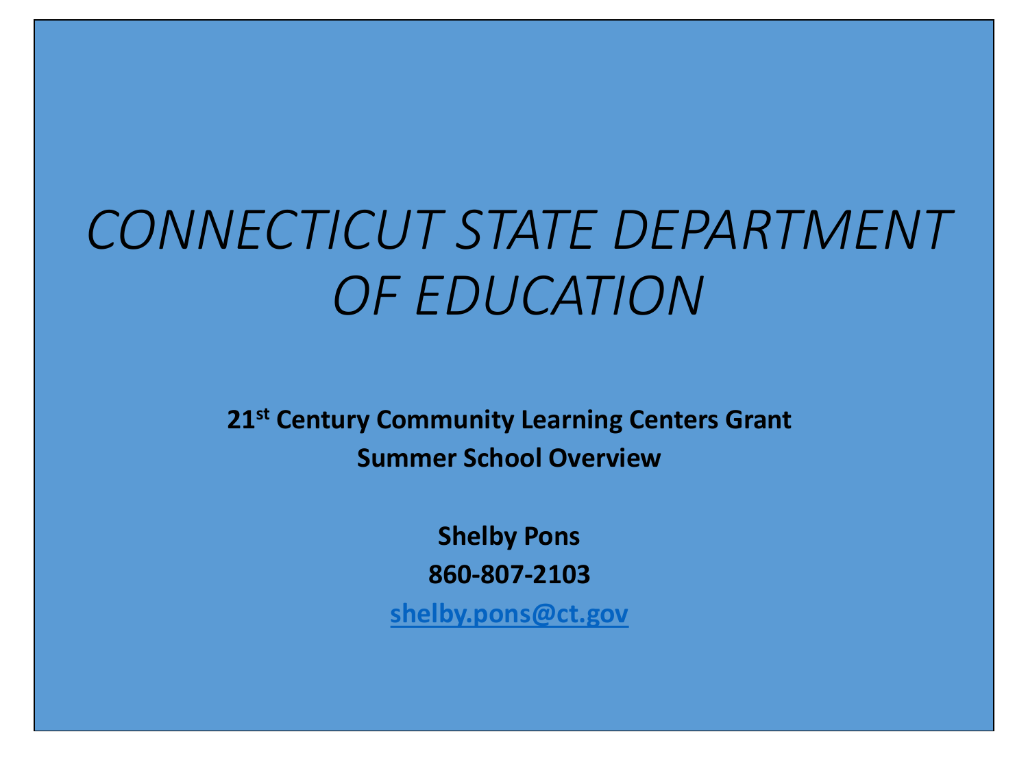# *CONNECTICUT STATE DEPARTMENT OF EDUCATION*

**21st Century Community Learning Centers Grant**

**Summer School Overview**

**Shelby Pons**

**860-807-2103**

**shelby.pons@ct.gov**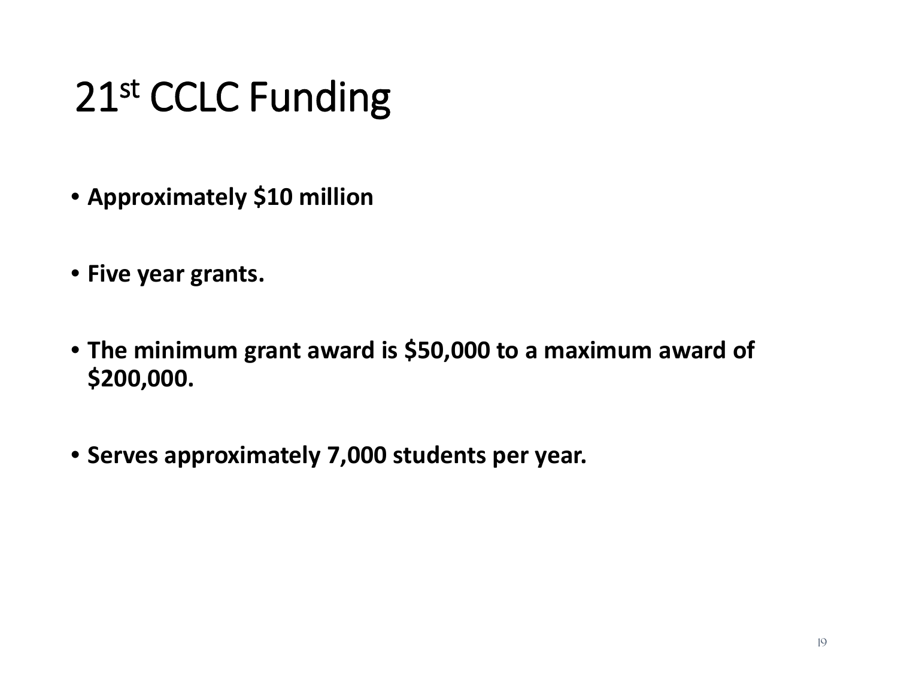# 21st CCLC Funding

- **Approximately $10 million**
- **Five year grants.**
- **The minimum grant award is $50,000 to a maximum award of $200,000.**
- **Serves approximately 7,000 students per year.**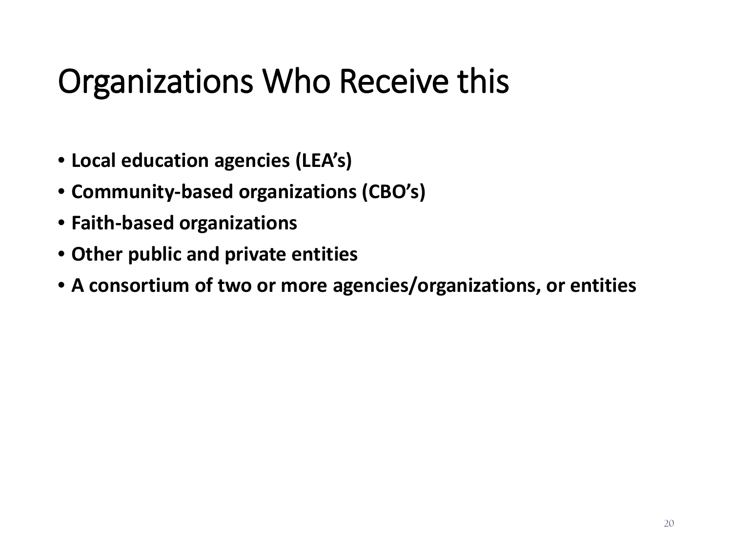# Organizations Who Receive this

- **Local education agencies (LEA's)**
- **Community-based organizations (CBO's)**
- **Faith-based organizations**
- **Other public and private entities**
- **A consortium of two or more agencies/organizations, or entities**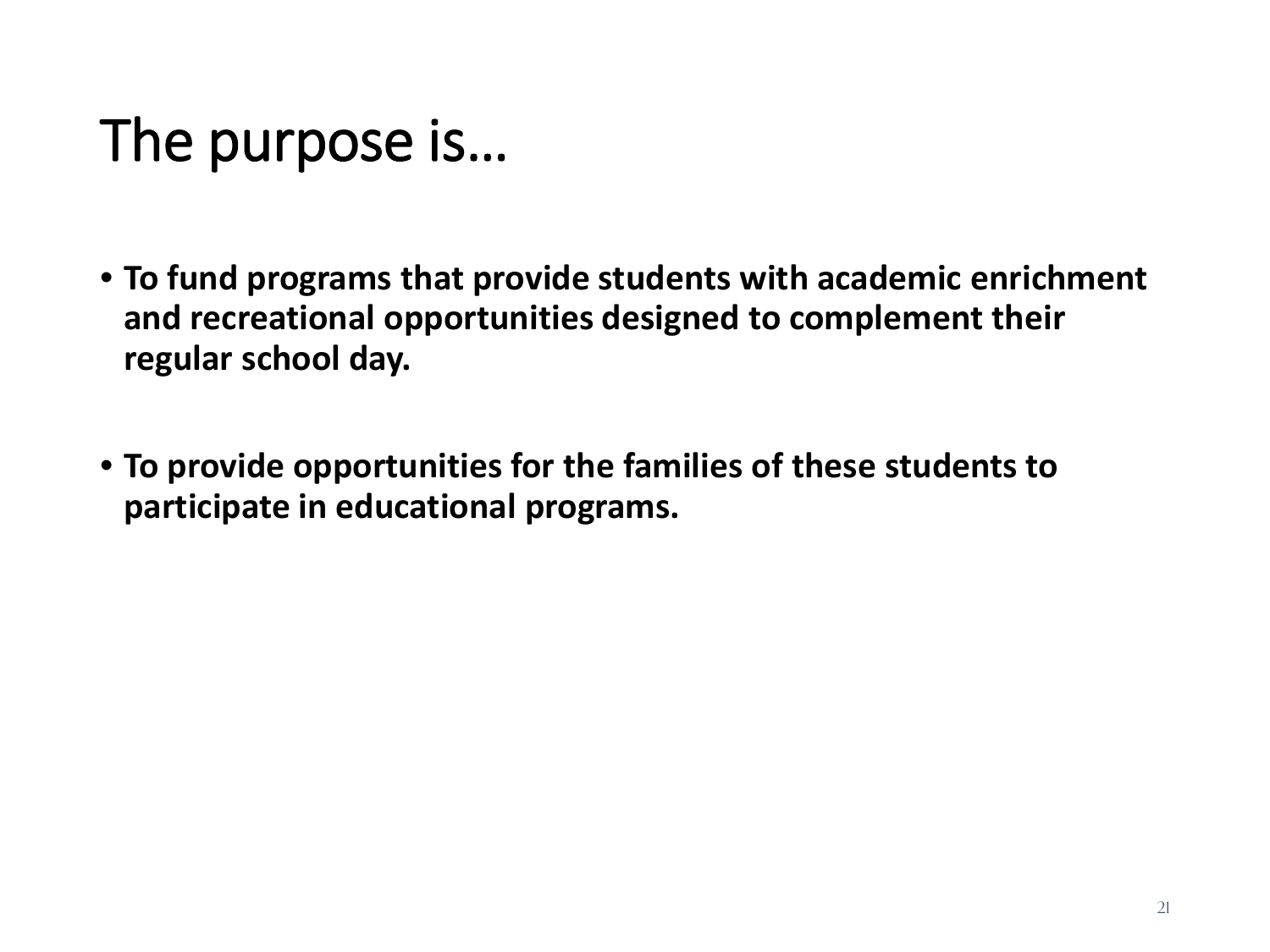# The purpose is…

- **To fund programs that provide students with academic enrichment and recreational opportunities designed to complement their regular school day.**

- **To provide opportunities for the families of these students to participate in educational programs.**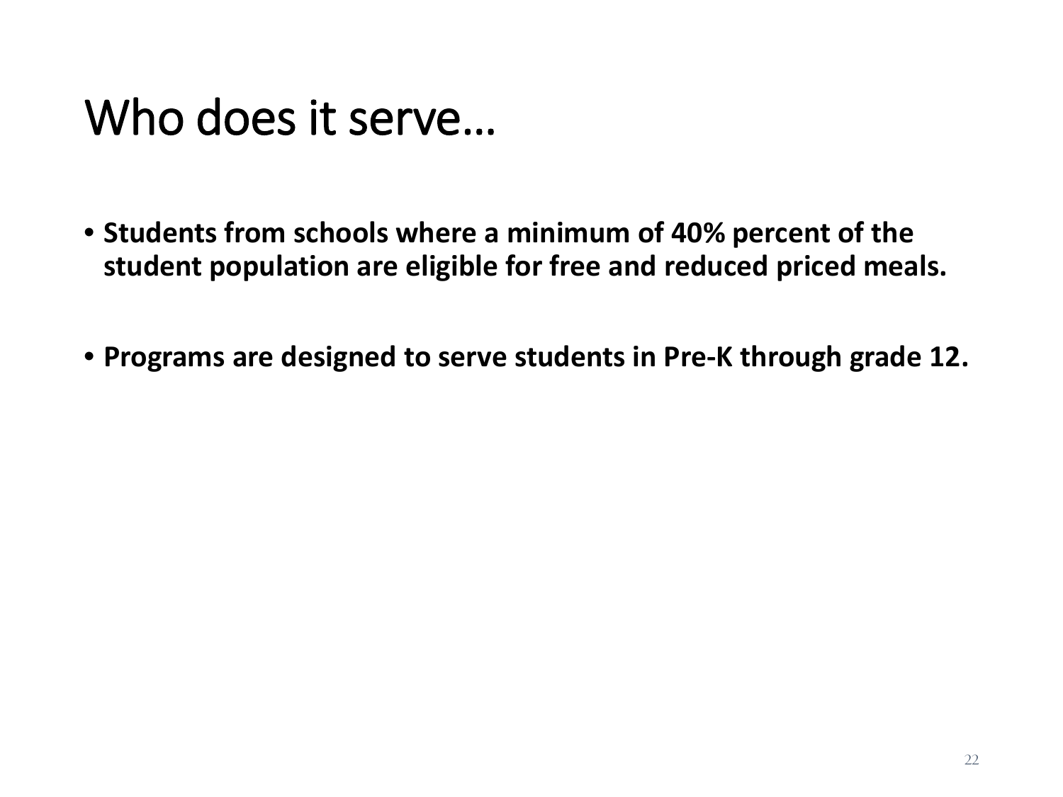# Who does it serve…

- **Students from schools where a minimum of 40% percent of the student population are eligible for free and reduced priced meals.**

- **Programs are designed to serve students in Pre-K through grade 12.**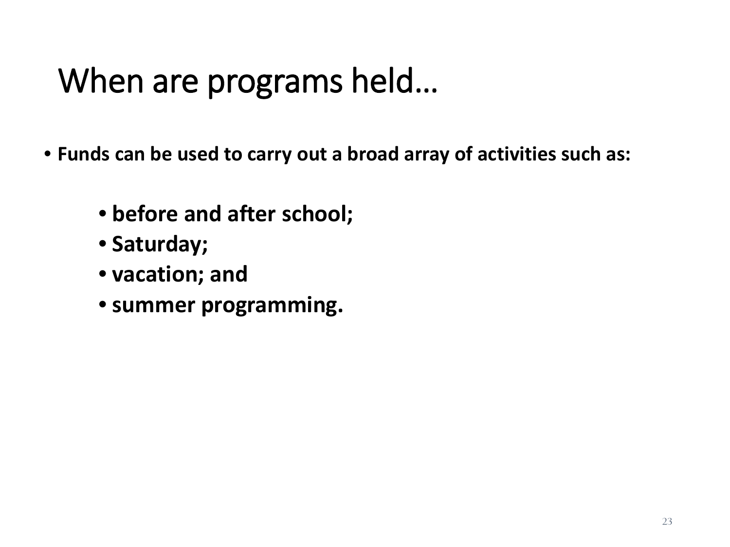# When are programs held…

- **Funds can be used to carry out a broad array of activities such as:**
  - **before and after school;**
  - **Saturday;**
  - **vacation; and**
  - **summer programming.**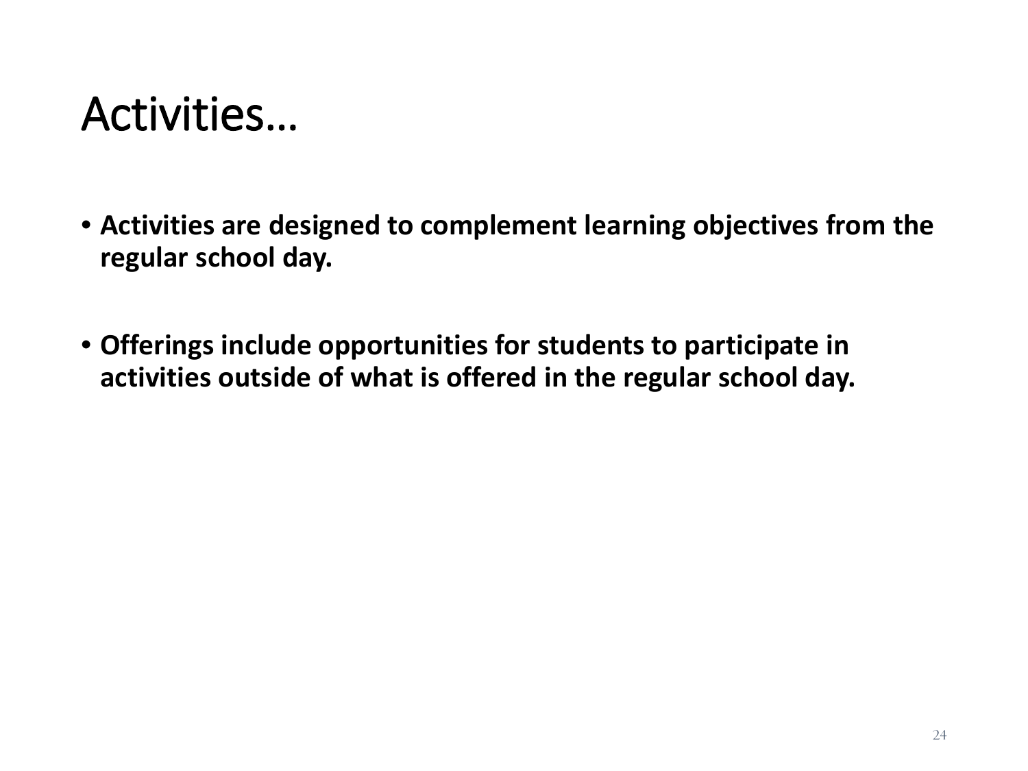# Activities…

- **Activities are designed to complement learning objectives from the regular school day.**

- **Offerings include opportunities for students to participate in activities outside of what is offered in the regular school day.**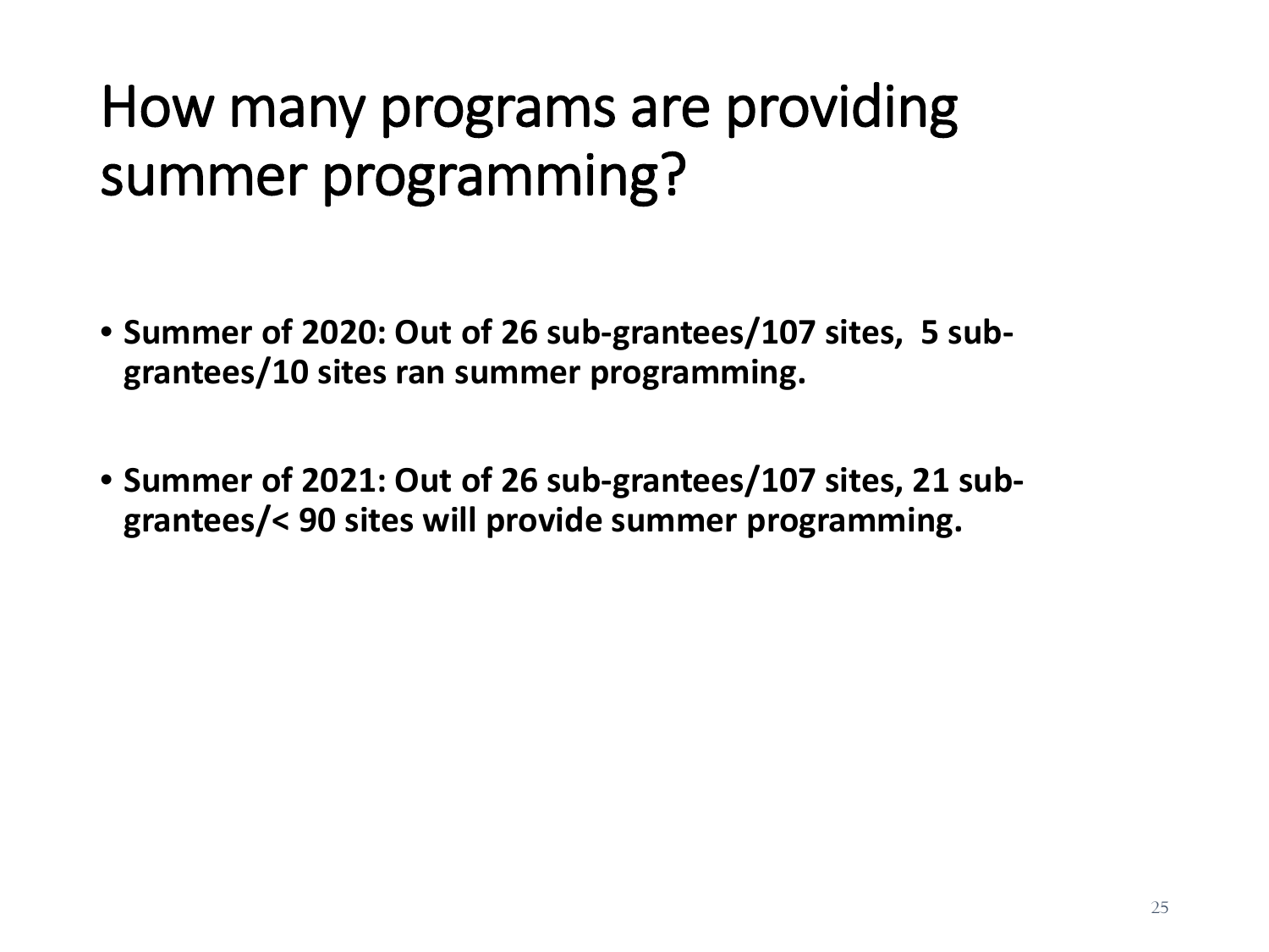# How many programs are providing summer programming?

- **Summer of 2020: Out of 26 sub-grantees/107 sites, 5 sub-grantees/10 sites ran summer programming.**
- **Summer of 2021: Out of 26 sub-grantees/107 sites, 21 sub-grantees/< 90 sites will provide summer programming.**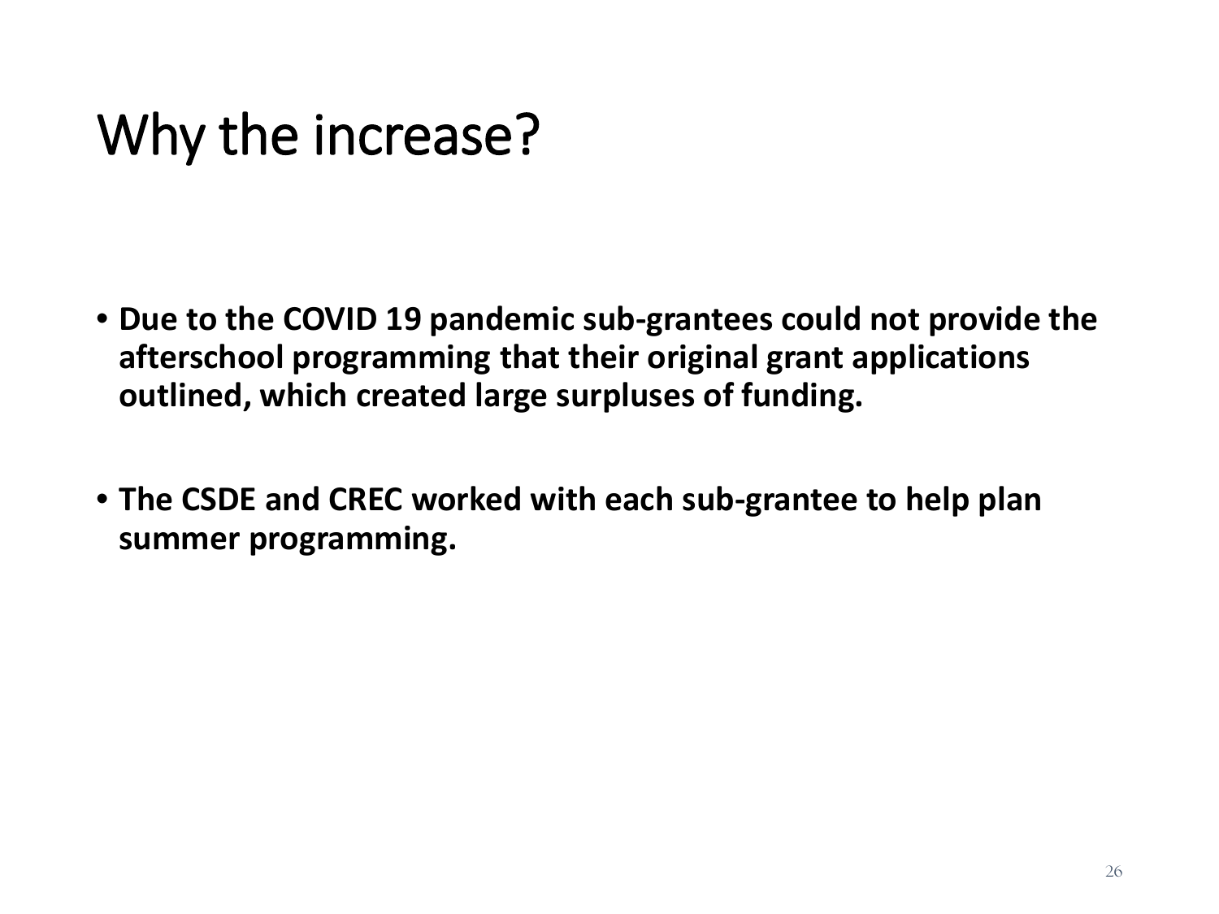# Why the increase?

- **Due to the COVID 19 pandemic sub-grantees could not provide the afterschool programming that their original grant applications outlined, which created large surpluses of funding.**
- **The CSDE and CREC worked with each sub-grantee to help plan summer programming.**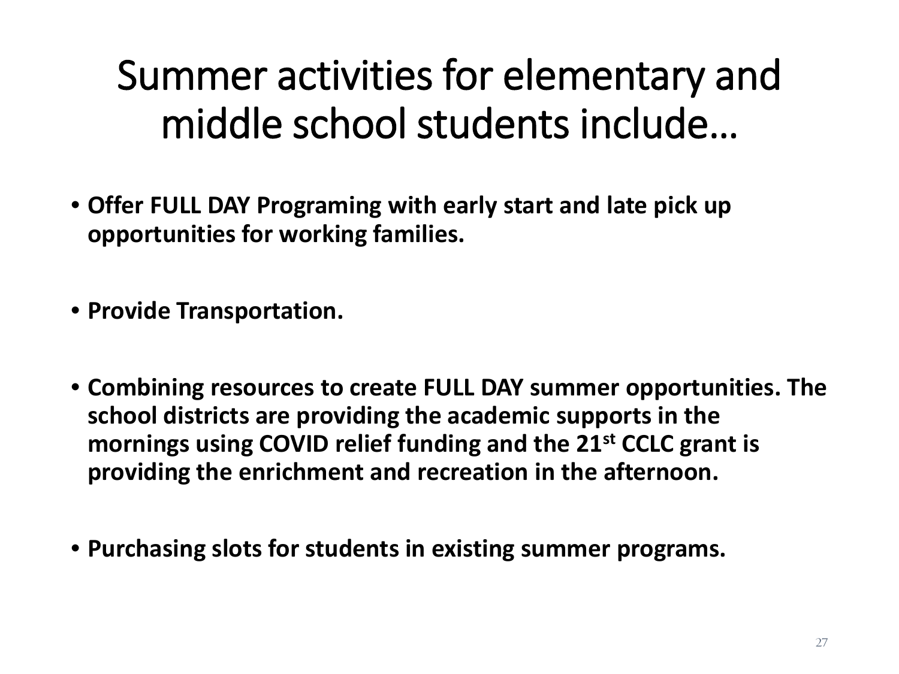# Summer activities for elementary and middle school students include…

- **Offer FULL DAY Programing with early start and late pick up opportunities for working families.**
- **Provide Transportation.**
- **Combining resources to create FULL DAY summer opportunities. The school districts are providing the academic supports in the mornings using COVID relief funding and the 21st CCLC grant is providing the enrichment and recreation in the afternoon.**
- **Purchasing slots for students in existing summer programs.**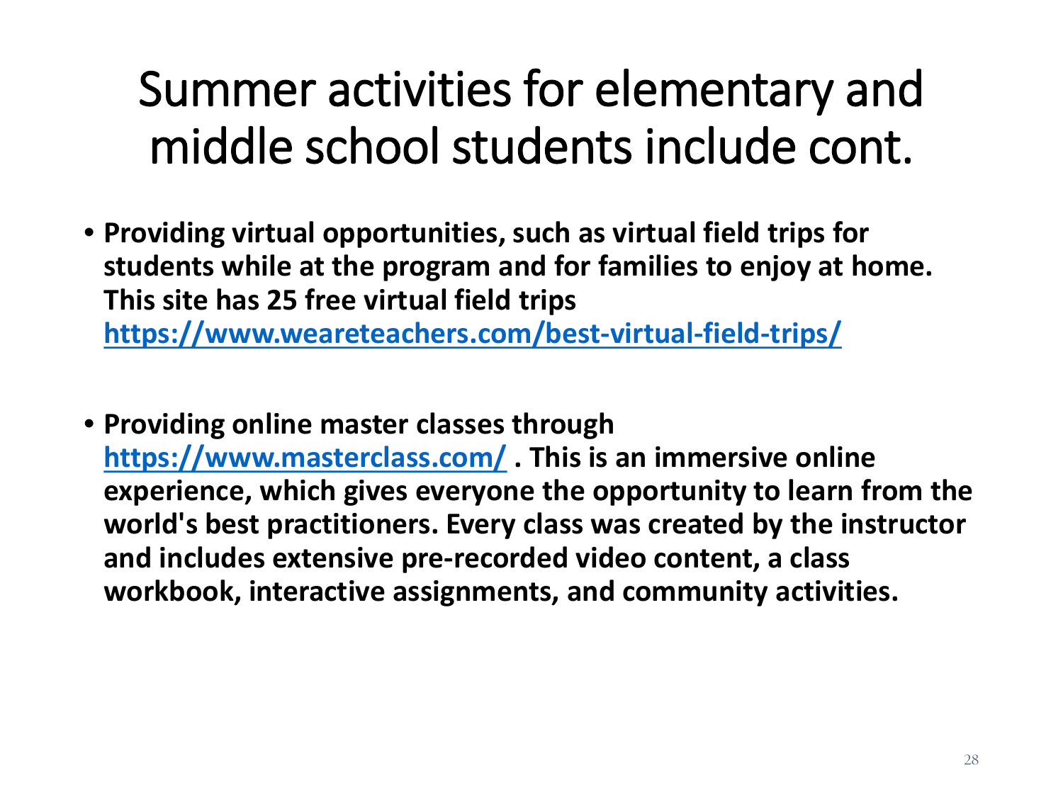# Summer activities for elementary and middle school students include cont.

- **Providing virtual opportunities, such as virtual field trips for students while at the program and for families to enjoy at home. This site has 25 free virtual field trips https://www.weareteachers.com/best-virtual-field-trips/**

- **Providing online master classes through https://www.masterclass.com/ . This is an immersive online experience, which gives everyone the opportunity to learn from the world's best practitioners. Every class was created by the instructor and includes extensive pre-recorded video content, a class workbook, interactive assignments, and community activities.**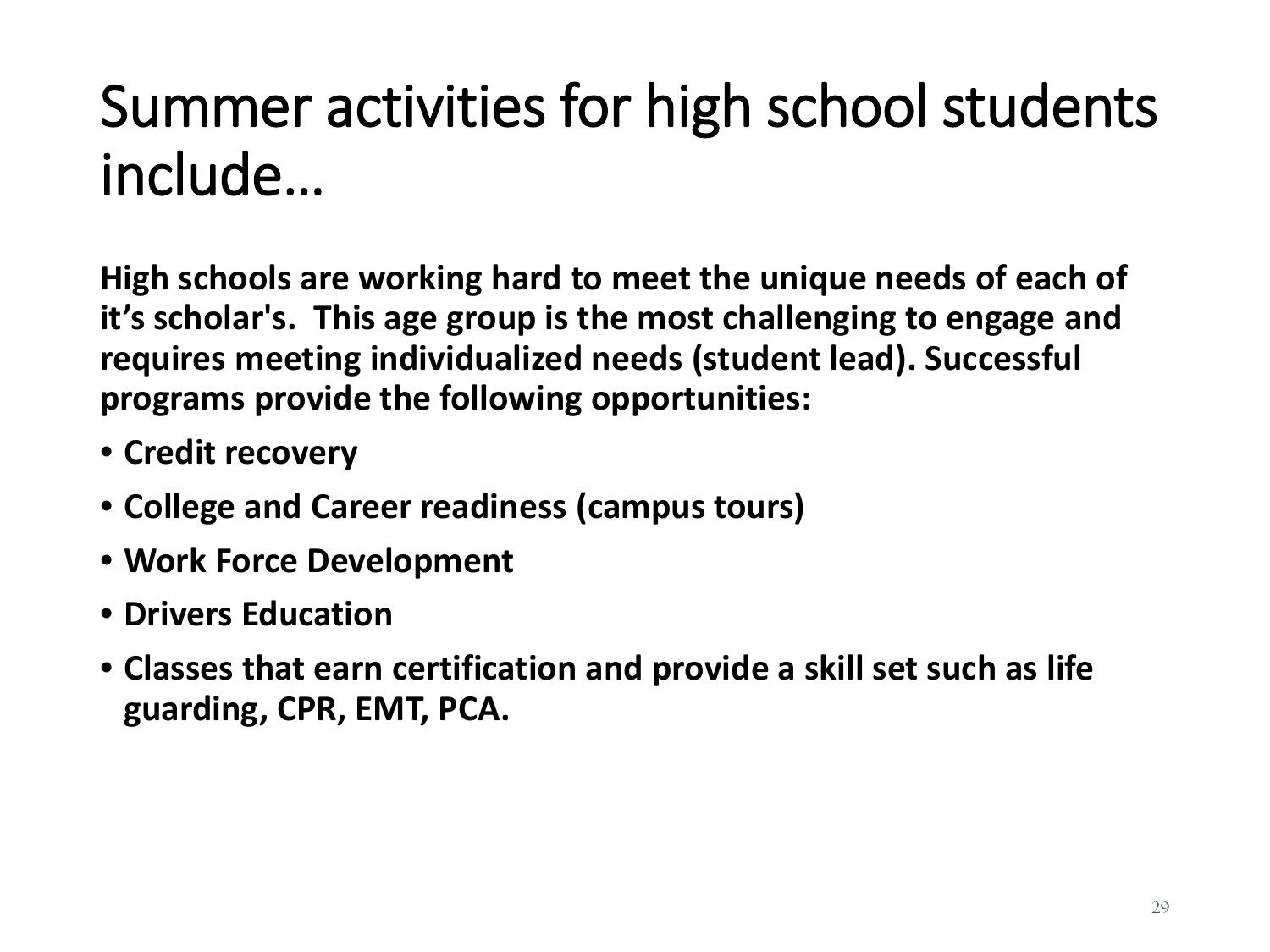# Summer activities for high school students include…

**High schools are working hard to meet the unique needs of each of it's scholar's. This age group is the most challenging to engage and requires meeting individualized needs (student lead). Successful programs provide the following opportunities:**

- **Credit recovery**
- **College and Career readiness (campus tours)**
- **Work Force Development**
- **Drivers Education**
- **Classes that earn certification and provide a skill set such as life guarding, CPR, EMT, PCA.**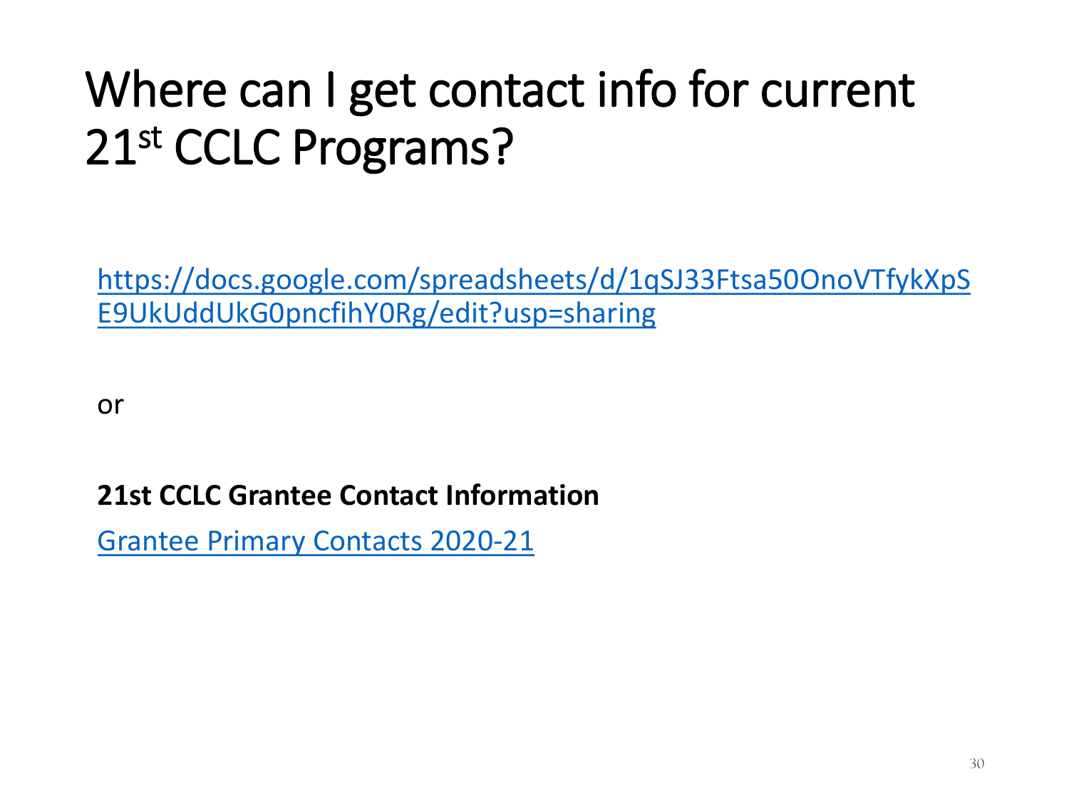# Where can I get contact info for current 21st CCLC Programs?

https://docs.google.com/spreadsheets/d/1qSJ33Ftsa50OnoVTfykXpSE9UkUddUkG0pncfihY0Rg/edit?usp=sharing

or

**21st CCLC Grantee Contact Information**

Grantee Primary Contacts 2020-21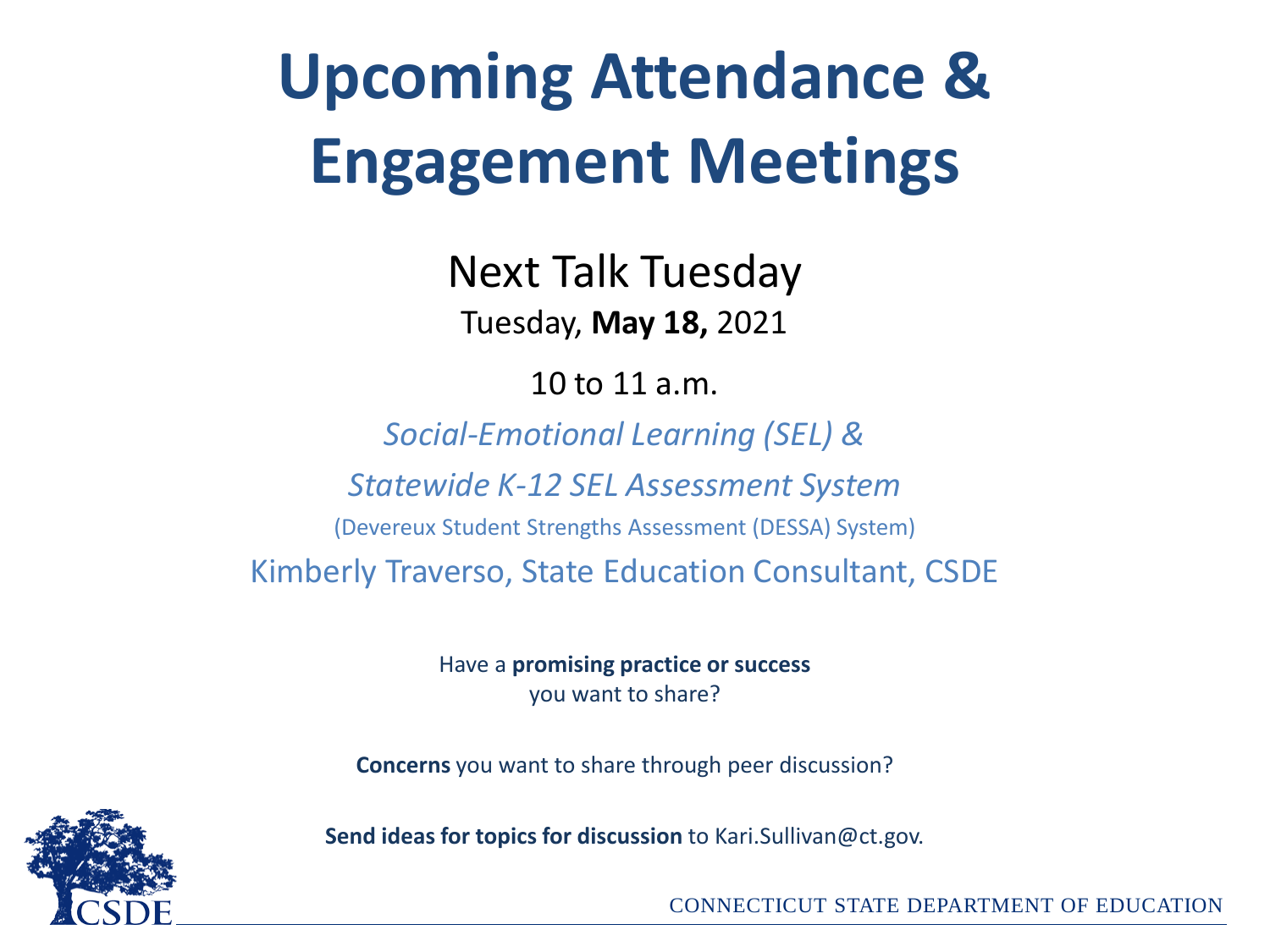# Upcoming Attendance & Engagement Meetings

## Next Talk Tuesday

Tuesday, **May 18,** 2021

10 to 11 a.m.

*Social-Emotional Learning (SEL) &*

*Statewide K-12 SEL Assessment System*

(Devereux Student Strengths Assessment (DESSA) System)

Kimberly Traverso, State Education Consultant, CSDE

Have a **promising practice or success** you want to share?

**Concerns** you want to share through peer discussion?

**Send ideas for topics for discussion** to Kari.Sullivan@ct.gov.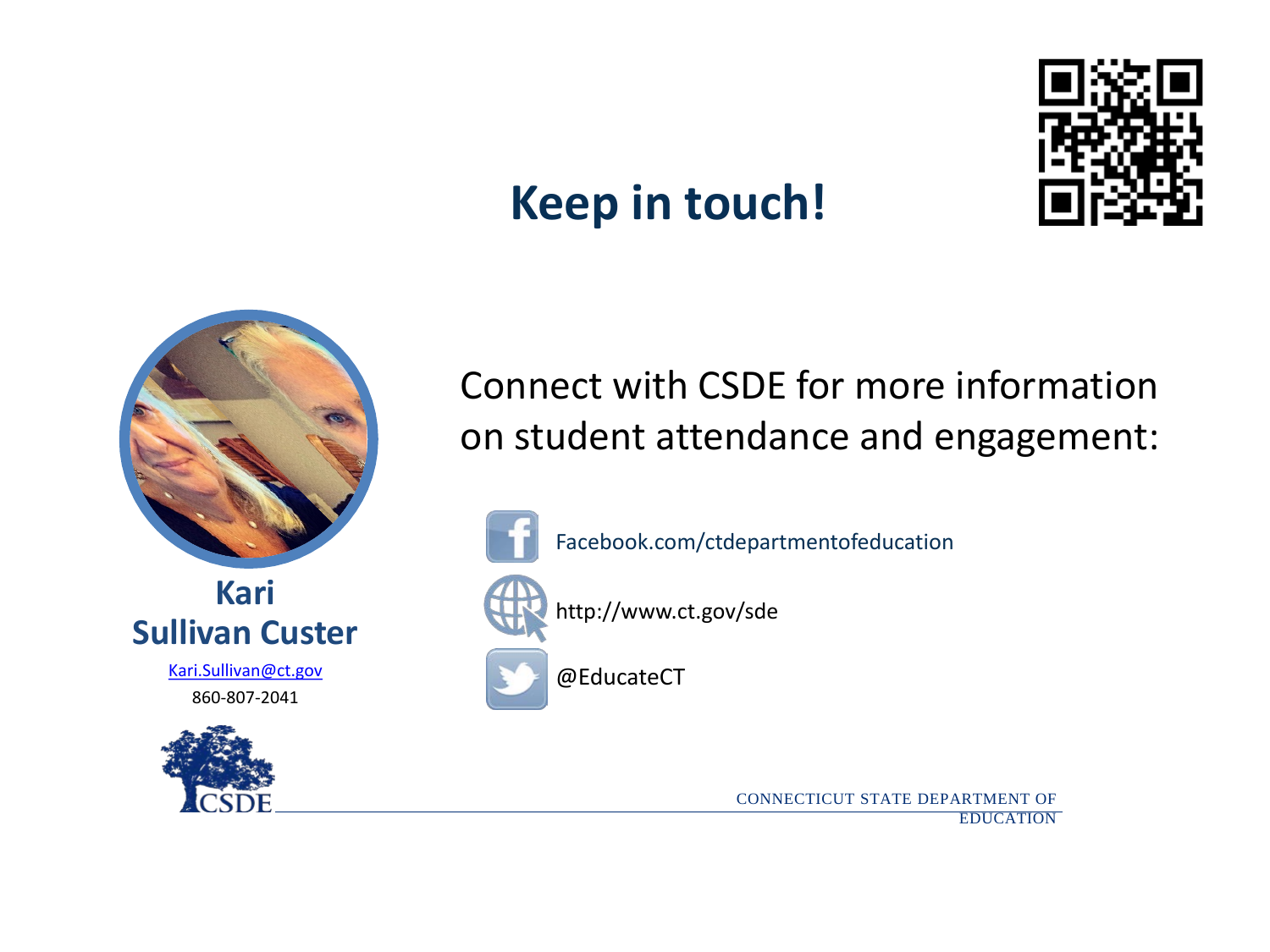# Keep in touch!

**Kari Sullivan Custer**

Kari.Sullivan@ct.gov

860-807-2041

Connect with CSDE for more information on student attendance and engagement:

Facebook.com/ctdepartmentofeducation

http://www.ct.gov/sde

@EducateCT

CSDE

CONNECTICUT STATE DEPARTMENT OF EDUCATION